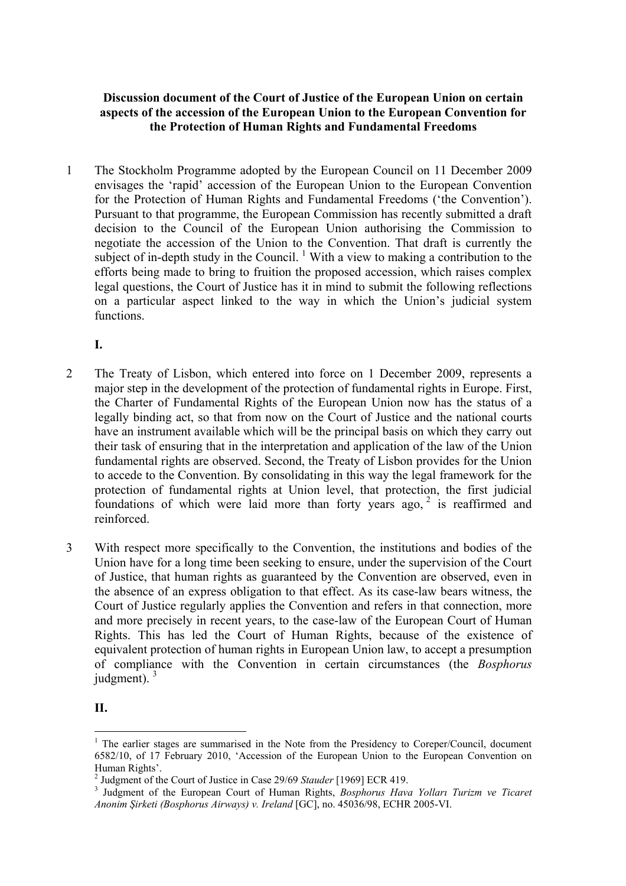**Discussion document of the Court of Justice of the European Union on certain aspects of the accession of the European Union to the European Convention for the Protection of Human Rights and Fundamental Freedoms**

1 The Stockholm Programme adopted by the European Council on 11 December 2009 envisages the 'rapid' accession of the European Union to the European Convention for the Protection of Human Rights and Fundamental Freedoms ('the Convention'). Pursuant to that programme, the European Commission has recently submitted a draft decision to the Council of the European Union authorising the Commission to negotiate the accession of the Union to the Convention. That draft is currently the subject of in-depth study in the Council. [1] With a view to making a contribution to the efforts being made to bring to fruition the proposed accession, which raises complex legal questions, the Court of Justice has it in mind to submit the following reflections on a particular aspect linked to the way in which the Union's judicial system functions.

**I.**

2 The Treaty of Lisbon, which entered into force on 1 December 2009, represents a major step in the development of the protection of fundamental rights in Europe. First, the Charter of Fundamental Rights of the European Union now has the status of a legally binding act, so that from now on the Court of Justice and the national courts have an instrument available which will be the principal basis on which they carry out their task of ensuring that in the interpretation and application of the law of the Union fundamental rights are observed. Second, the Treaty of Lisbon provides for the Union to accede to the Convention. By consolidating in this way the legal framework for the protection of fundamental rights at Union level, that protection, the first judicial foundations of which were laid more than forty years ago, [2] is reaffirmed and reinforced.

3 With respect more specifically to the Convention, the institutions and bodies of the Union have for a long time been seeking to ensure, under the supervision of the Court of Justice, that human rights as guaranteed by the Convention are observed, even in the absence of an express obligation to that effect. As its case-law bears witness, the Court of Justice regularly applies the Convention and refers in that connection, more and more precisely in recent years, to the case-law of the European Court of Human Rights. This has led the Court of Human Rights, because of the existence of equivalent protection of human rights in European Union law, to accept a presumption of compliance with the Convention in certain circumstances (the *Bosphorus* judgment). [3]

**II.**

---

[1] The earlier stages are summarised in the Note from the Presidency to Coreper/Council, document 6582/10, of 17 February 2010, 'Accession of the European Union to the European Convention on Human Rights'.

[2] Judgment of the Court of Justice in Case 29/69 *Stauder* [1969] ECR 419.

[3] Judgment of the European Court of Human Rights, *Bosphorus Hava Yolları Turizm ve Ticaret Anonim Şirketi (Bosphorus Airways) v. Ireland* [GC], no. 45036/98, ECHR 2005-VI.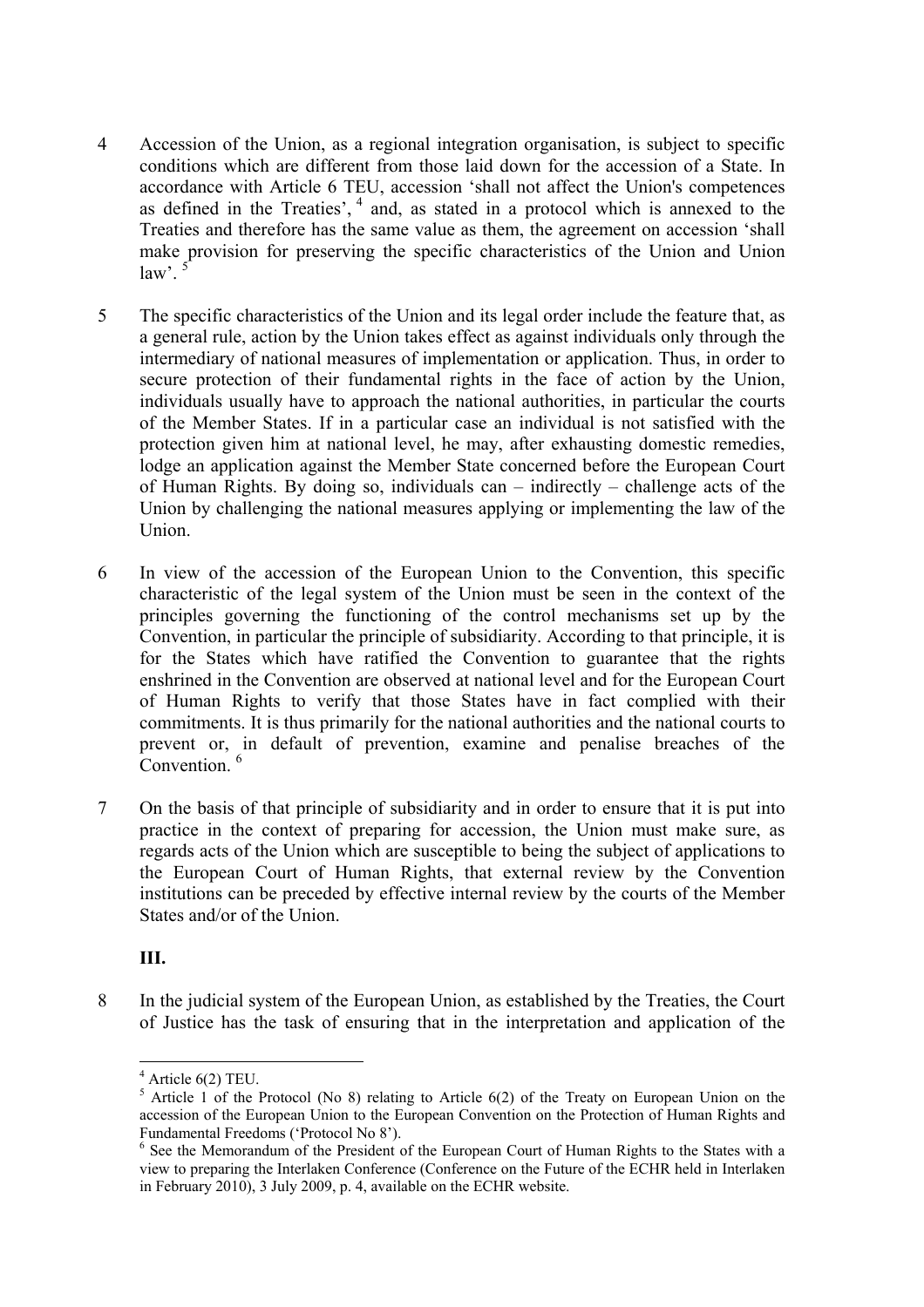4 Accession of the Union, as a regional integration organisation, is subject to specific conditions which are different from those laid down for the accession of a State. In accordance with Article 6 TEU, accession 'shall not affect the Union's competences as defined in the Treaties', [4] and, as stated in a protocol which is annexed to the Treaties and therefore has the same value as them, the agreement on accession 'shall make provision for preserving the specific characteristics of the Union and Union law'. [5]

5 The specific characteristics of the Union and its legal order include the feature that, as a general rule, action by the Union takes effect as against individuals only through the intermediary of national measures of implementation or application. Thus, in order to secure protection of their fundamental rights in the face of action by the Union, individuals usually have to approach the national authorities, in particular the courts of the Member States. If in a particular case an individual is not satisfied with the protection given him at national level, he may, after exhausting domestic remedies, lodge an application against the Member State concerned before the European Court of Human Rights. By doing so, individuals can – indirectly – challenge acts of the Union by challenging the national measures applying or implementing the law of the Union.

6 In view of the accession of the European Union to the Convention, this specific characteristic of the legal system of the Union must be seen in the context of the principles governing the functioning of the control mechanisms set up by the Convention, in particular the principle of subsidiarity. According to that principle, it is for the States which have ratified the Convention to guarantee that the rights enshrined in the Convention are observed at national level and for the European Court of Human Rights to verify that those States have in fact complied with their commitments. It is thus primarily for the national authorities and the national courts to prevent or, in default of prevention, examine and penalise breaches of the Convention. [6]

7 On the basis of that principle of subsidiarity and in order to ensure that it is put into practice in the context of preparing for accession, the Union must make sure, as regards acts of the Union which are susceptible to being the subject of applications to the European Court of Human Rights, that external review by the Convention institutions can be preceded by effective internal review by the courts of the Member States and/or of the Union.

**III.**

8 In the judicial system of the European Union, as established by the Treaties, the Court of Justice has the task of ensuring that in the interpretation and application of the

[4] Article 6(2) TEU.

[5] Article 1 of the Protocol (No 8) relating to Article 6(2) of the Treaty on European Union on the accession of the European Union to the European Convention on the Protection of Human Rights and Fundamental Freedoms ('Protocol No 8').

[6] See the Memorandum of the President of the European Court of Human Rights to the States with a view to preparing the Interlaken Conference (Conference on the Future of the ECHR held in Interlaken in February 2010), 3 July 2009, p. 4, available on the ECHR website.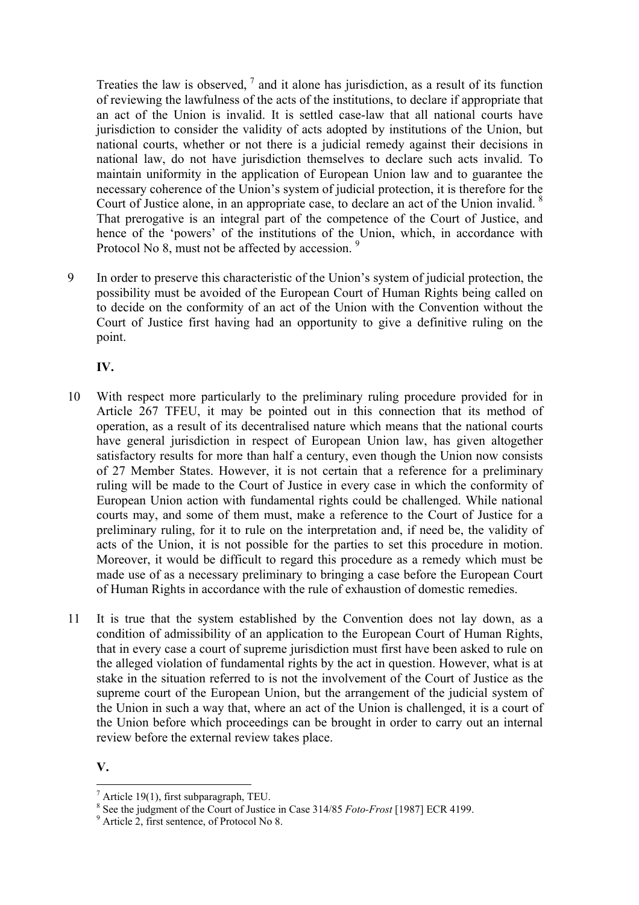Treaties the law is observed, [7] and it alone has jurisdiction, as a result of its function of reviewing the lawfulness of the acts of the institutions, to declare if appropriate that an act of the Union is invalid. It is settled case-law that all national courts have jurisdiction to consider the validity of acts adopted by institutions of the Union, but national courts, whether or not there is a judicial remedy against their decisions in national law, do not have jurisdiction themselves to declare such acts invalid. To maintain uniformity in the application of European Union law and to guarantee the necessary coherence of the Union's system of judicial protection, it is therefore for the Court of Justice alone, in an appropriate case, to declare an act of the Union invalid. [8] That prerogative is an integral part of the competence of the Court of Justice, and hence of the 'powers' of the institutions of the Union, which, in accordance with Protocol No 8, must not be affected by accession. [9]

9 In order to preserve this characteristic of the Union's system of judicial protection, the possibility must be avoided of the European Court of Human Rights being called on to decide on the conformity of an act of the Union with the Convention without the Court of Justice first having had an opportunity to give a definitive ruling on the point.

**IV.**

10 With respect more particularly to the preliminary ruling procedure provided for in Article 267 TFEU, it may be pointed out in this connection that its method of operation, as a result of its decentralised nature which means that the national courts have general jurisdiction in respect of European Union law, has given altogether satisfactory results for more than half a century, even though the Union now consists of 27 Member States. However, it is not certain that a reference for a preliminary ruling will be made to the Court of Justice in every case in which the conformity of European Union action with fundamental rights could be challenged. While national courts may, and some of them must, make a reference to the Court of Justice for a preliminary ruling, for it to rule on the interpretation and, if need be, the validity of acts of the Union, it is not possible for the parties to set this procedure in motion. Moreover, it would be difficult to regard this procedure as a remedy which must be made use of as a necessary preliminary to bringing a case before the European Court of Human Rights in accordance with the rule of exhaustion of domestic remedies.

11 It is true that the system established by the Convention does not lay down, as a condition of admissibility of an application to the European Court of Human Rights, that in every case a court of supreme jurisdiction must first have been asked to rule on the alleged violation of fundamental rights by the act in question. However, what is at stake in the situation referred to is not the involvement of the Court of Justice as the supreme court of the European Union, but the arrangement of the judicial system of the Union in such a way that, where an act of the Union is challenged, it is a court of the Union before which proceedings can be brought in order to carry out an internal review before the external review takes place.

**V.**

[7] Article 19(1), first subparagraph, TEU.

[8] See the judgment of the Court of Justice in Case 314/85 *Foto-Frost* [1987] ECR 4199.

[9] Article 2, first sentence, of Protocol No 8.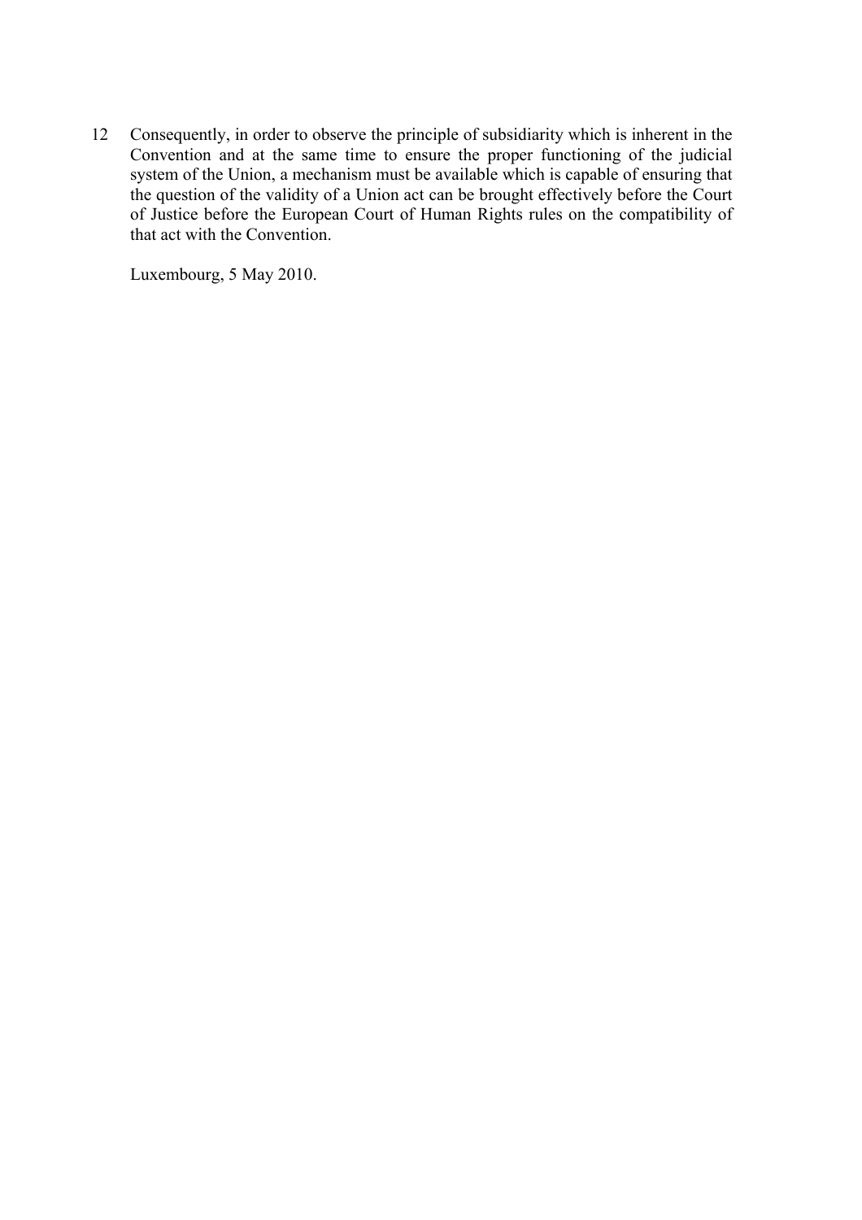12 Consequently, in order to observe the principle of subsidiarity which is inherent in the Convention and at the same time to ensure the proper functioning of the judicial system of the Union, a mechanism must be available which is capable of ensuring that the question of the validity of a Union act can be brought effectively before the Court of Justice before the European Court of Human Rights rules on the compatibility of that act with the Convention.

Luxembourg, 5 May 2010.